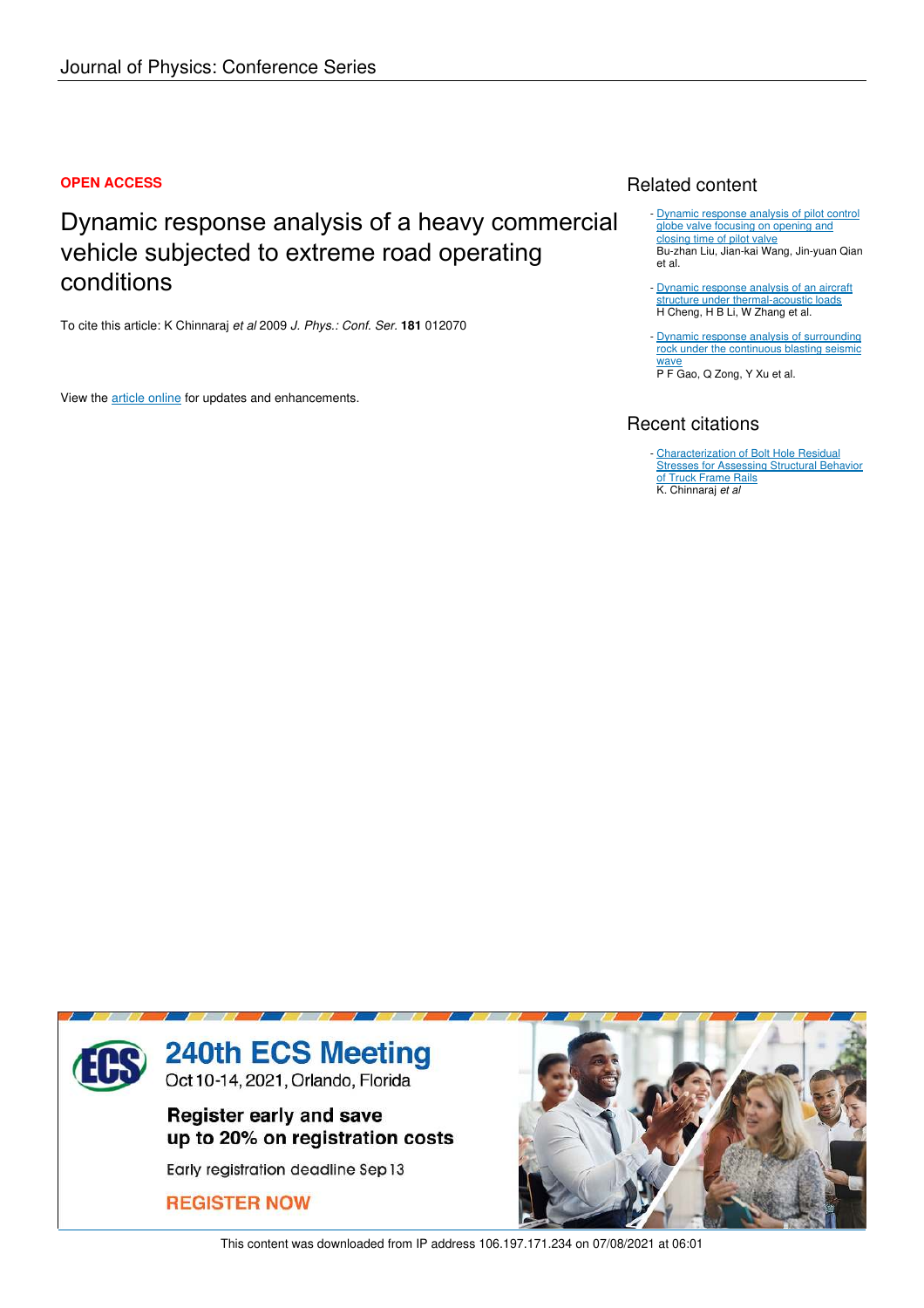Journal of Physics: Conference Series

**OPEN ACCESS**

# Dynamic response analysis of a heavy commercial vehicle subjected to extreme road operating conditions

To cite this article: K Chinnaraj *et al* 2009 *J. Phys.: Conf. Ser.* **181** 012070

View the article online for updates and enhancements.

## Related content

- Dynamic response analysis of pilot control globe valve focusing on opening and closing time of pilot valve
Bu-zhan Liu, Jian-kai Wang, Jin-yuan Qian et al.

- Dynamic response analysis of an aircraft structure under thermal-acoustic loads
H Cheng, H B Li, W Zhang et al.

- Dynamic response analysis of surrounding rock under the continuous blasting seismic wave
P F Gao, Q Zong, Y Xu et al.

## Recent citations

- Characterization of Bolt Hole Residual Stresses for Assessing Structural Behavior of Truck Frame Rails
K. Chinnaraj *et al*

240th ECS Meeting
Oct 10-14, 2021, Orlando, Florida

Register early and save up to 20% on registration costs

Early registration deadline Sep 13

REGISTER NOW

This content was downloaded from IP address 106.197.171.234 on 07/08/2021 at 06:01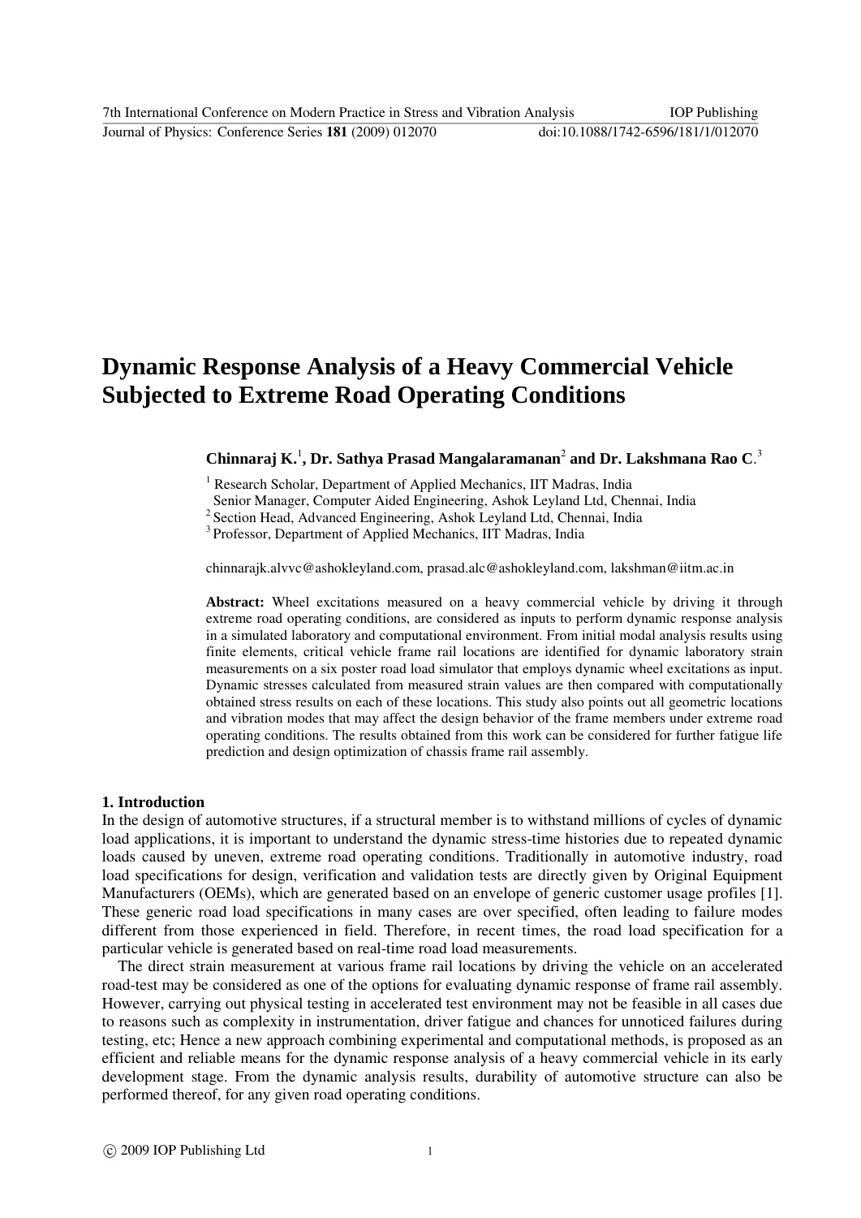# Dynamic Response Analysis of a Heavy Commercial Vehicle Subjected to Extreme Road Operating Conditions

**Chinnaraj K.[1], Dr. Sathya Prasad Mangalaramanan[2] and Dr. Lakshmana Rao C.[3]**

[1] Research Scholar, Department of Applied Mechanics, IIT Madras, India
Senior Manager, Computer Aided Engineering, Ashok Leyland Ltd, Chennai, India
[2] Section Head, Advanced Engineering, Ashok Leyland Ltd, Chennai, India
[3] Professor, Department of Applied Mechanics, IIT Madras, India

chinnarajk.alvvc@ashokleyland.com, prasad.alc@ashokleyland.com, lakshman@iitm.ac.in

**Abstract:** Wheel excitations measured on a heavy commercial vehicle by driving it through extreme road operating conditions, are considered as inputs to perform dynamic response analysis in a simulated laboratory and computational environment. From initial modal analysis results using finite elements, critical vehicle frame rail locations are identified for dynamic laboratory strain measurements on a six poster road load simulator that employs dynamic wheel excitations as input. Dynamic stresses calculated from measured strain values are then compared with computationally obtained stress results on each of these locations. This study also points out all geometric locations and vibration modes that may affect the design behavior of the frame members under extreme road operating conditions. The results obtained from this work can be considered for further fatigue life prediction and design optimization of chassis frame rail assembly.

## 1. Introduction

In the design of automotive structures, if a structural member is to withstand millions of cycles of dynamic load applications, it is important to understand the dynamic stress-time histories due to repeated dynamic loads caused by uneven, extreme road operating conditions. Traditionally in automotive industry, road load specifications for design, verification and validation tests are directly given by Original Equipment Manufacturers (OEMs), which are generated based on an envelope of generic customer usage profiles [1]. These generic road load specifications in many cases are over specified, often leading to failure modes different from those experienced in field. Therefore, in recent times, the road load specification for a particular vehicle is generated based on real-time road load measurements.

The direct strain measurement at various frame rail locations by driving the vehicle on an accelerated road-test may be considered as one of the options for evaluating dynamic response of frame rail assembly. However, carrying out physical testing in accelerated test environment may not be feasible in all cases due to reasons such as complexity in instrumentation, driver fatigue and chances for unnoticed failures during testing, etc; Hence a new approach combining experimental and computational methods, is proposed as an efficient and reliable means for the dynamic response analysis of a heavy commercial vehicle in its early development stage. From the dynamic analysis results, durability of automotive structure can also be performed thereof, for any given road operating conditions.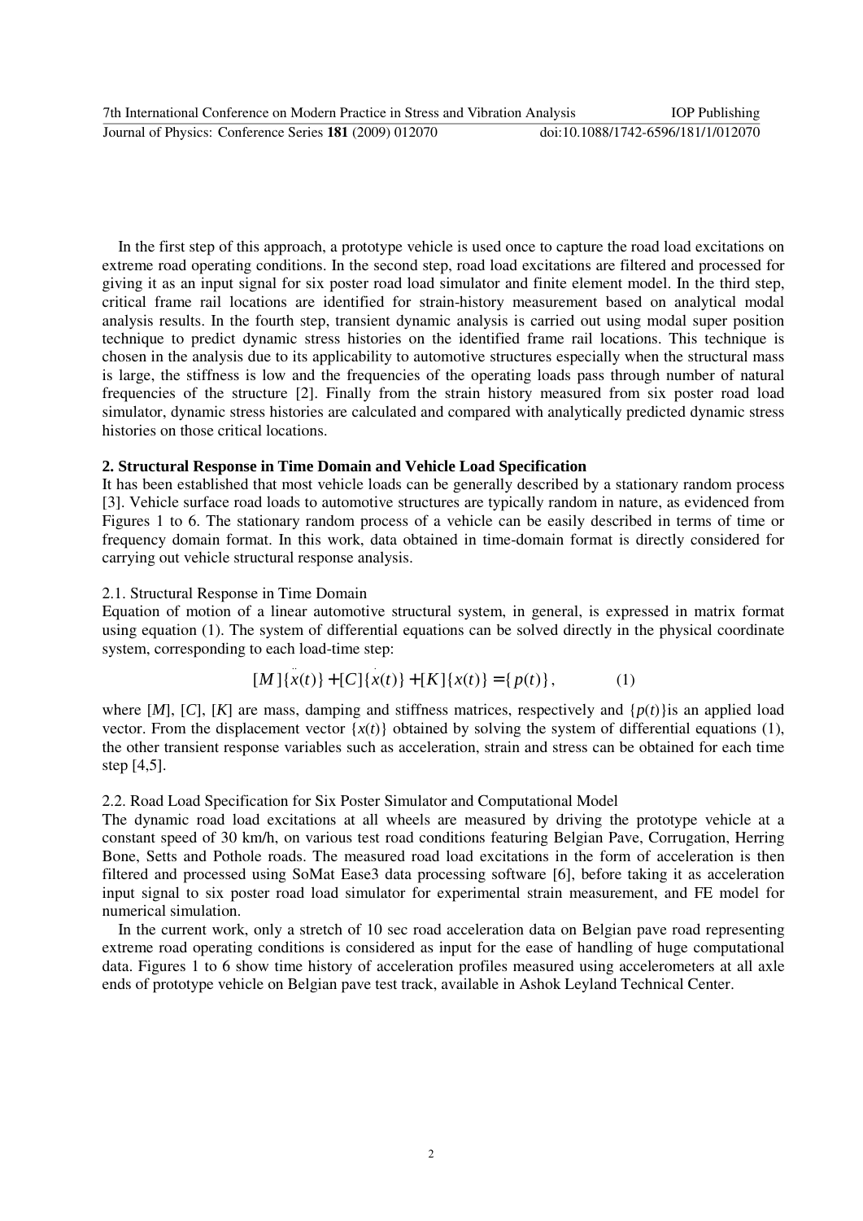In the first step of this approach, a prototype vehicle is used once to capture the road load excitations on extreme road operating conditions. In the second step, road load excitations are filtered and processed for giving it as an input signal for six poster road load simulator and finite element model. In the third step, critical frame rail locations are identified for strain-history measurement based on analytical modal analysis results. In the fourth step, transient dynamic analysis is carried out using modal super position technique to predict dynamic stress histories on the identified frame rail locations. This technique is chosen in the analysis due to its applicability to automotive structures especially when the structural mass is large, the stiffness is low and the frequencies of the operating loads pass through number of natural frequencies of the structure [2]. Finally from the strain history measured from six poster road load simulator, dynamic stress histories are calculated and compared with analytically predicted dynamic stress histories on those critical locations.

## 2. Structural Response in Time Domain and Vehicle Load Specification

It has been established that most vehicle loads can be generally described by a stationary random process [3]. Vehicle surface road loads to automotive structures are typically random in nature, as evidenced from Figures 1 to 6. The stationary random process of a vehicle can be easily described in terms of time or frequency domain format. In this work, data obtained in time-domain format is directly considered for carrying out vehicle structural response analysis.

### 2.1. Structural Response in Time Domain

Equation of motion of a linear automotive structural system, in general, is expressed in matrix format using equation (1). The system of differential equations can be solved directly in the physical coordinate system, corresponding to each load-time step:

$$[M]\{\ddot{x}(t)\} + [C]\{\dot{x}(t)\} + [K]\{x(t)\} = \{p(t)\}, \qquad (1)$$

where $[M]$, $[C]$, $[K]$ are mass, damping and stiffness matrices, respectively and $\{p(t)\}$is an applied load vector. From the displacement vector $\{x(t)\}$ obtained by solving the system of differential equations (1), the other transient response variables such as acceleration, strain and stress can be obtained for each time step [4,5].

### 2.2. Road Load Specification for Six Poster Simulator and Computational Model

The dynamic road load excitations at all wheels are measured by driving the prototype vehicle at a constant speed of 30 km/h, on various test road conditions featuring Belgian Pave, Corrugation, Herring Bone, Setts and Pothole roads. The measured road load excitations in the form of acceleration is then filtered and processed using SoMat Ease3 data processing software [6], before taking it as acceleration input signal to six poster road load simulator for experimental strain measurement, and FE model for numerical simulation.

In the current work, only a stretch of 10 sec road acceleration data on Belgian pave road representing extreme road operating conditions is considered as input for the ease of handling of huge computational data. Figures 1 to 6 show time history of acceleration profiles measured using accelerometers at all axle ends of prototype vehicle on Belgian pave test track, available in Ashok Leyland Technical Center.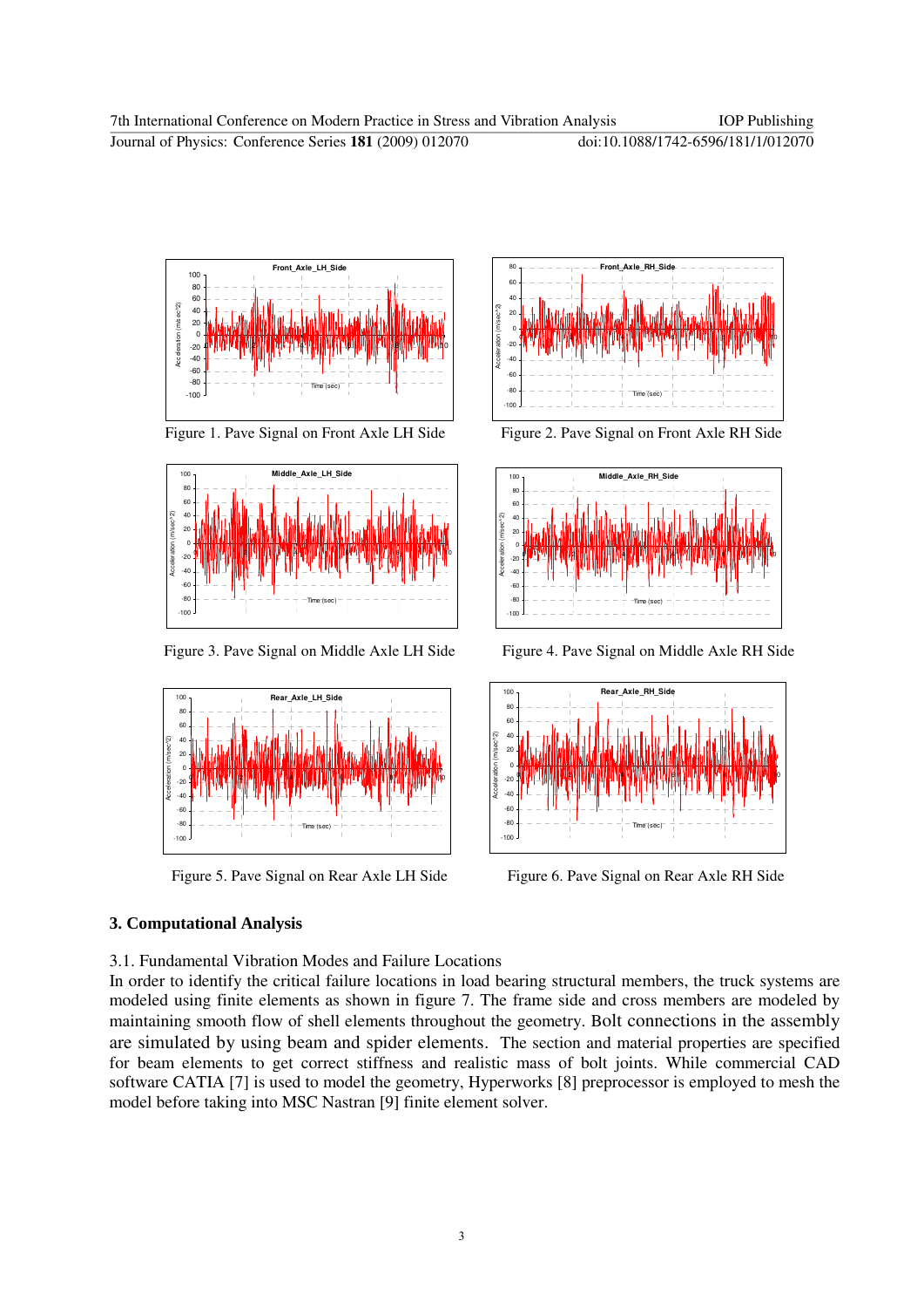Figure 1. Pave Signal on Front Axle LH Side

Figure 2. Pave Signal on Front Axle RH Side

Figure 3. Pave Signal on Middle Axle LH Side

Figure 4. Pave Signal on Middle Axle RH Side

Figure 5. Pave Signal on Rear Axle LH Side

Figure 6. Pave Signal on Rear Axle RH Side

## 3. Computational Analysis

3.1. Fundamental Vibration Modes and Failure Locations

In order to identify the critical failure locations in load bearing structural members, the truck systems are modeled using finite elements as shown in figure 7. The frame side and cross members are modeled by maintaining smooth flow of shell elements throughout the geometry. Bolt connections in the assembly are simulated by using beam and spider elements. The section and material properties are specified for beam elements to get correct stiffness and realistic mass of bolt joints. While commercial CAD software CATIA [7] is used to model the geometry, Hyperworks [8] preprocessor is employed to mesh the model before taking into MSC Nastran [9] finite element solver.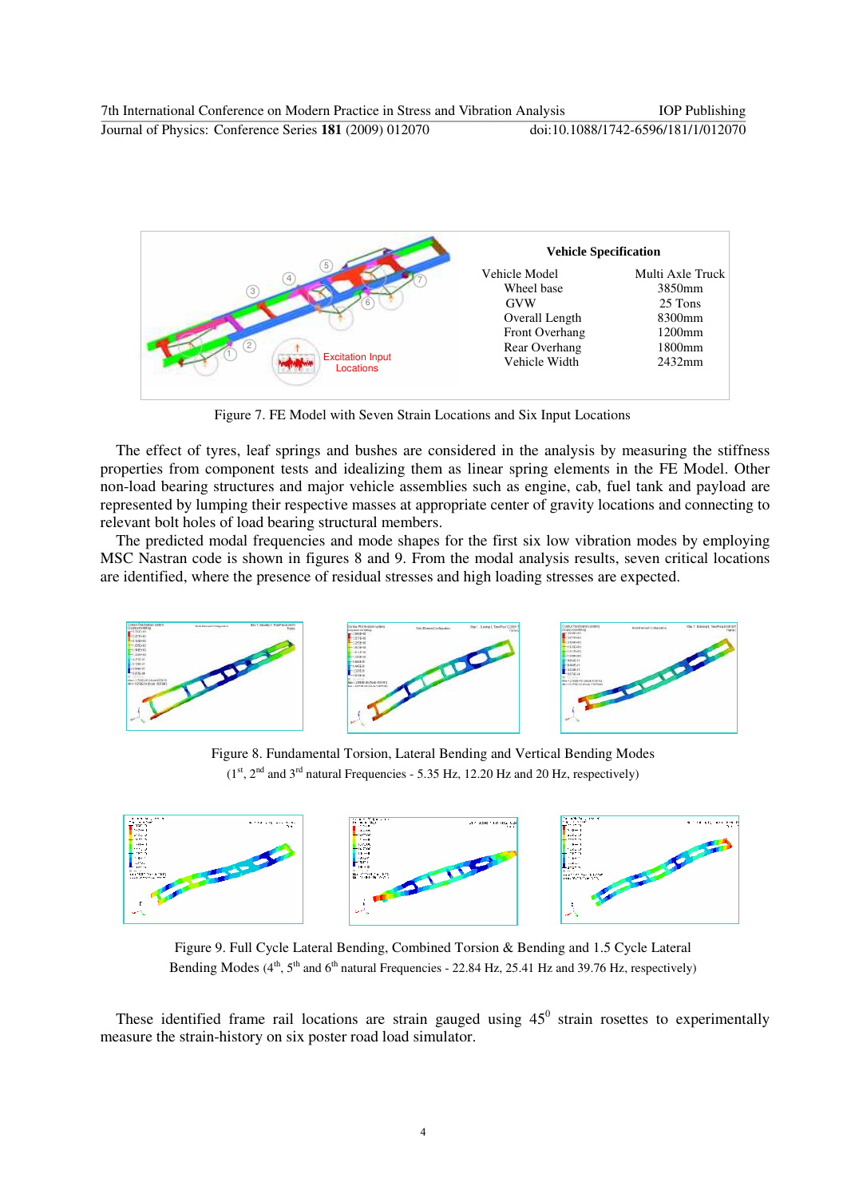| Vehicle Specification | |
|---|---|
| Vehicle Model | Multi Axle Truck |
| Wheel base | 3850mm |
| GVW | 25 Tons |
| Overall Length | 8300mm |
| Front Overhang | 1200mm |
| Rear Overhang | 1800mm |
| Vehicle Width | 2432mm |

Figure 7. FE Model with Seven Strain Locations and Six Input Locations

The effect of tyres, leaf springs and bushes are considered in the analysis by measuring the stiffness properties from component tests and idealizing them as linear spring elements in the FE Model. Other non-load bearing structures and major vehicle assemblies such as engine, cab, fuel tank and payload are represented by lumping their respective masses at appropriate center of gravity locations and connecting to relevant bolt holes of load bearing structural members.

The predicted modal frequencies and mode shapes for the first six low vibration modes by employing MSC Nastran code is shown in figures 8 and 9. From the modal analysis results, seven critical locations are identified, where the presence of residual stresses and high loading stresses are expected.

Figure 8. Fundamental Torsion, Lateral Bending and Vertical Bending Modes ($1^{st}$, $2^{nd}$ and $3^{rd}$ natural Frequencies - 5.35 Hz, 12.20 Hz and 20 Hz, respectively)

Figure 9. Full Cycle Lateral Bending, Combined Torsion & Bending and 1.5 Cycle Lateral Bending Modes ($4^{th}$, $5^{th}$ and $6^{th}$ natural Frequencies - 22.84 Hz, 25.41 Hz and 39.76 Hz, respectively)

These identified frame rail locations are strain gauged using $45^0$ strain rosettes to experimentally measure the strain-history on six poster road load simulator.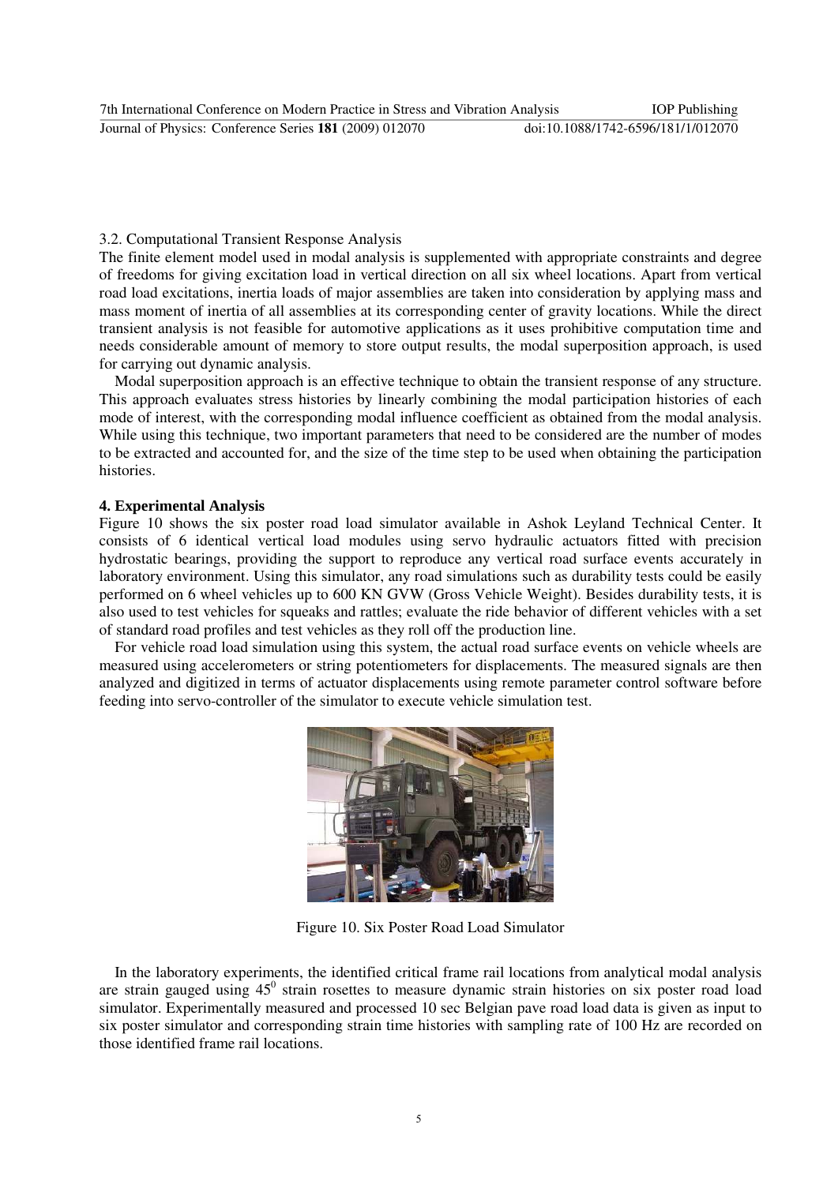### 3.2. Computational Transient Response Analysis

The finite element model used in modal analysis is supplemented with appropriate constraints and degree of freedoms for giving excitation load in vertical direction on all six wheel locations. Apart from vertical road load excitations, inertia loads of major assemblies are taken into consideration by applying mass and mass moment of inertia of all assemblies at its corresponding center of gravity locations. While the direct transient analysis is not feasible for automotive applications as it uses prohibitive computation time and needs considerable amount of memory to store output results, the modal superposition approach, is used for carrying out dynamic analysis.

Modal superposition approach is an effective technique to obtain the transient response of any structure. This approach evaluates stress histories by linearly combining the modal participation histories of each mode of interest, with the corresponding modal influence coefficient as obtained from the modal analysis. While using this technique, two important parameters that need to be considered are the number of modes to be extracted and accounted for, and the size of the time step to be used when obtaining the participation histories.

## 4. Experimental Analysis

Figure 10 shows the six poster road load simulator available in Ashok Leyland Technical Center. It consists of 6 identical vertical load modules using servo hydraulic actuators fitted with precision hydrostatic bearings, providing the support to reproduce any vertical road surface events accurately in laboratory environment. Using this simulator, any road simulations such as durability tests could be easily performed on 6 wheel vehicles up to 600 KN GVW (Gross Vehicle Weight). Besides durability tests, it is also used to test vehicles for squeaks and rattles; evaluate the ride behavior of different vehicles with a set of standard road profiles and test vehicles as they roll off the production line.

For vehicle road load simulation using this system, the actual road surface events on vehicle wheels are measured using accelerometers or string potentiometers for displacements. The measured signals are then analyzed and digitized in terms of actuator displacements using remote parameter control software before feeding into servo-controller of the simulator to execute vehicle simulation test.

Figure 10. Six Poster Road Load Simulator

In the laboratory experiments, the identified critical frame rail locations from analytical modal analysis are strain gauged using $45^0$ strain rosettes to measure dynamic strain histories on six poster road load simulator. Experimentally measured and processed 10 sec Belgian pave road load data is given as input to six poster simulator and corresponding strain time histories with sampling rate of 100 Hz are recorded on those identified frame rail locations.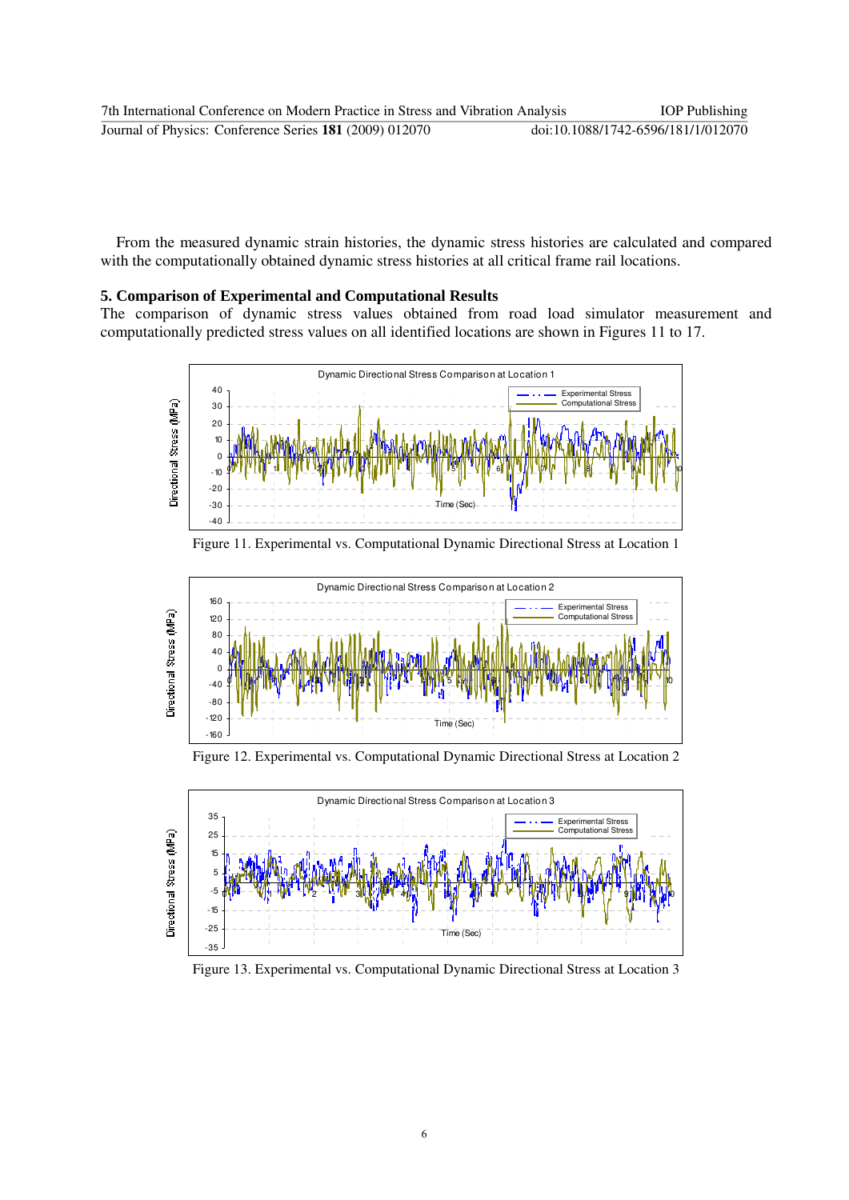From the measured dynamic strain histories, the dynamic stress histories are calculated and compared with the computationally obtained dynamic stress histories at all critical frame rail locations.

## 5. Comparison of Experimental and Computational Results

The comparison of dynamic stress values obtained from road load simulator measurement and computationally predicted stress values on all identified locations are shown in Figures 11 to 17.

Figure 11. Experimental vs. Computational Dynamic Directional Stress at Location 1

Figure 12. Experimental vs. Computational Dynamic Directional Stress at Location 2

Figure 13. Experimental vs. Computational Dynamic Directional Stress at Location 3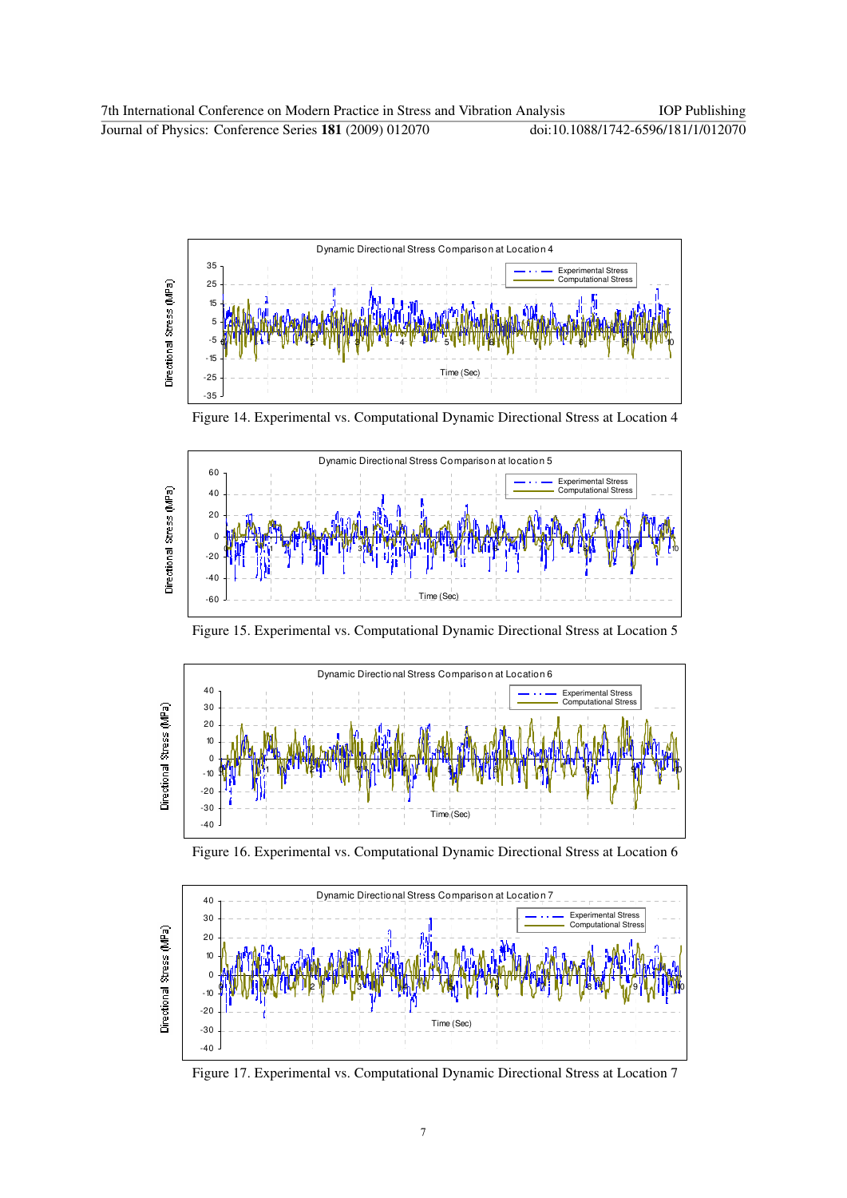Figure 14. Experimental vs. Computational Dynamic Directional Stress at Location 4

Figure 15. Experimental vs. Computational Dynamic Directional Stress at Location 5

Figure 16. Experimental vs. Computational Dynamic Directional Stress at Location 6

Figure 17. Experimental vs. Computational Dynamic Directional Stress at Location 7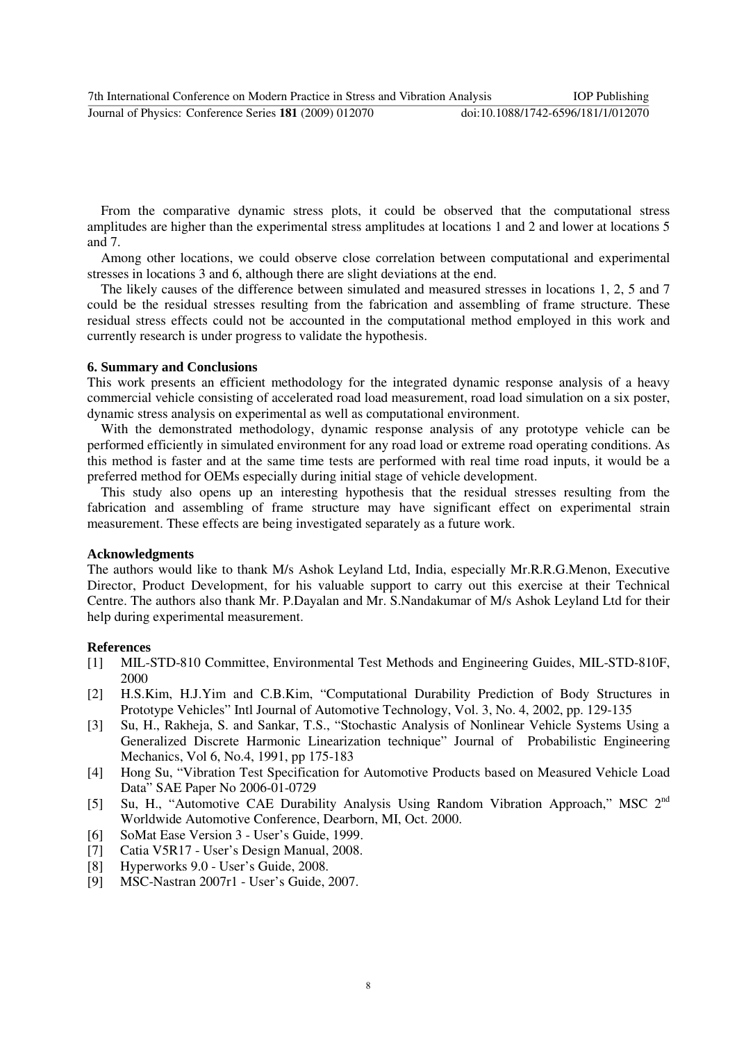From the comparative dynamic stress plots, it could be observed that the computational stress amplitudes are higher than the experimental stress amplitudes at locations 1 and 2 and lower at locations 5 and 7.

Among other locations, we could observe close correlation between computational and experimental stresses in locations 3 and 6, although there are slight deviations at the end.

The likely causes of the difference between simulated and measured stresses in locations 1, 2, 5 and 7 could be the residual stresses resulting from the fabrication and assembling of frame structure. These residual stress effects could not be accounted in the computational method employed in this work and currently research is under progress to validate the hypothesis.

## 6. Summary and Conclusions

This work presents an efficient methodology for the integrated dynamic response analysis of a heavy commercial vehicle consisting of accelerated road load measurement, road load simulation on a six poster, dynamic stress analysis on experimental as well as computational environment.

With the demonstrated methodology, dynamic response analysis of any prototype vehicle can be performed efficiently in simulated environment for any road load or extreme road operating conditions. As this method is faster and at the same time tests are performed with real time road inputs, it would be a preferred method for OEMs especially during initial stage of vehicle development.

This study also opens up an interesting hypothesis that the residual stresses resulting from the fabrication and assembling of frame structure may have significant effect on experimental strain measurement. These effects are being investigated separately as a future work.

## Acknowledgments

The authors would like to thank M/s Ashok Leyland Ltd, India, especially Mr.R.R.G.Menon, Executive Director, Product Development, for his valuable support to carry out this exercise at their Technical Centre. The authors also thank Mr. P.Dayalan and Mr. S.Nandakumar of M/s Ashok Leyland Ltd for their help during experimental measurement.

## References

[1] MIL-STD-810 Committee, Environmental Test Methods and Engineering Guides, MIL-STD-810F, 2000

[2] H.S.Kim, H.J.Yim and C.B.Kim, "Computational Durability Prediction of Body Structures in Prototype Vehicles" Intl Journal of Automotive Technology, Vol. 3, No. 4, 2002, pp. 129-135

[3] Su, H., Rakheja, S. and Sankar, T.S., "Stochastic Analysis of Nonlinear Vehicle Systems Using a Generalized Discrete Harmonic Linearization technique" Journal of Probabilistic Engineering Mechanics, Vol 6, No.4, 1991, pp 175-183

[4] Hong Su, "Vibration Test Specification for Automotive Products based on Measured Vehicle Load Data" SAE Paper No 2006-01-0729

[5] Su, H., "Automotive CAE Durability Analysis Using Random Vibration Approach," MSC 2nd Worldwide Automotive Conference, Dearborn, MI, Oct. 2000.

[6] SoMat Ease Version 3 - User's Guide, 1999.

[7] Catia V5R17 - User's Design Manual, 2008.

[8] Hyperworks 9.0 - User's Guide, 2008.

[9] MSC-Nastran 2007r1 - User's Guide, 2007.